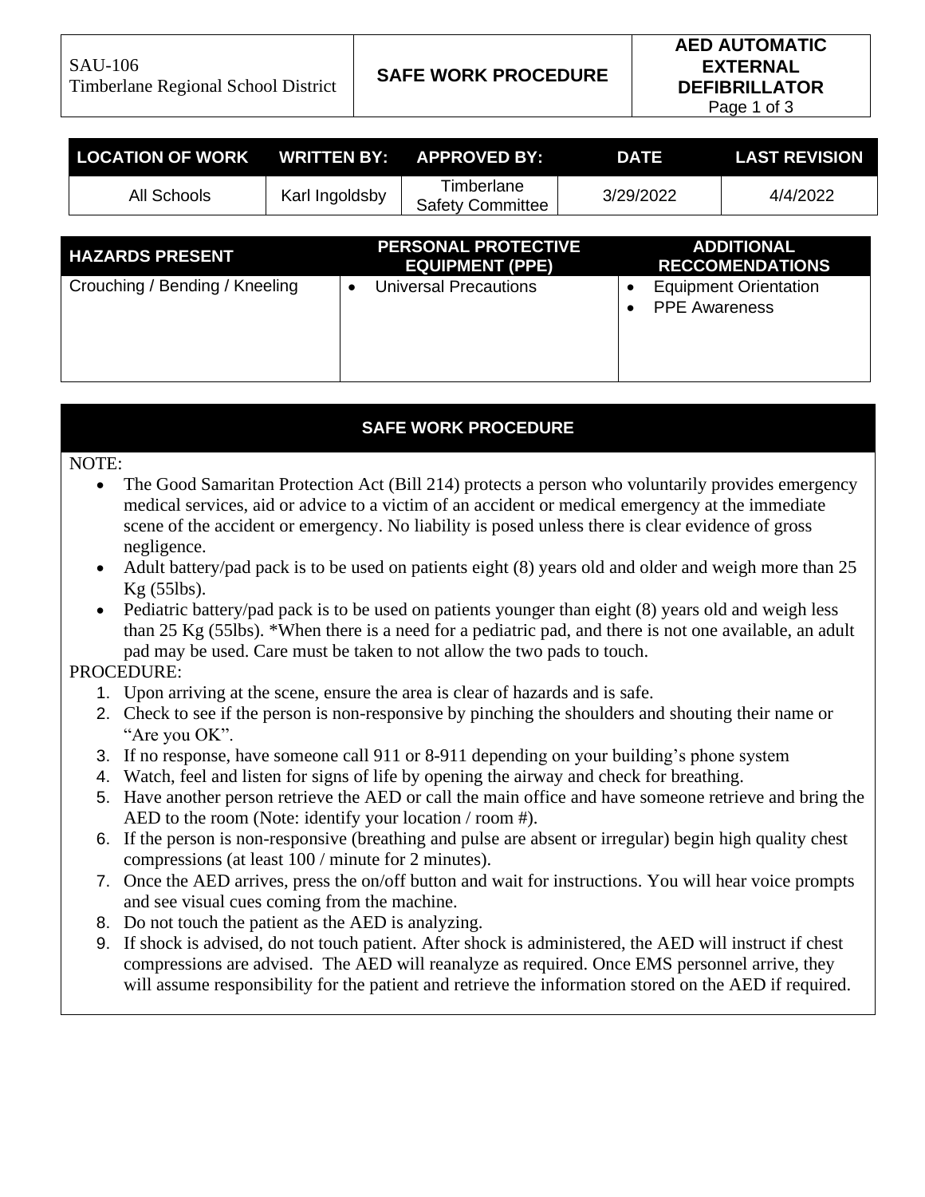| SAU-106 Timberlane Regional School District | **SAFE WORK PROCEDURE** | **AED AUTOMATIC EXTERNAL DEFIBRILLATOR** |
| --- | --- | --- |

| LOCATION OF WORK | WRITTEN BY: | APPROVED BY: | DATE | LAST REVISION |
| --- | --- | --- | --- | --- |
| All Schools | Karl Ingoldsby | Timberlane Safety Committee | 3/29/2022 | 4/4/2022 |

| HAZARDS PRESENT | PERSONAL PROTECTIVE EQUIPMENT (PPE) | ADDITIONAL RECCOMENDATIONS |
| --- | --- | --- |
| Crouching / Bending / Kneeling | • Universal Precautions | • Equipment Orientation<br>• PPE Awareness |

## SAFE WORK PROCEDURE

NOTE:

- The Good Samaritan Protection Act (Bill 214) protects a person who voluntarily provides emergency medical services, aid or advice to a victim of an accident or medical emergency at the immediate scene of the accident or emergency. No liability is posed unless there is clear evidence of gross negligence.
- Adult battery/pad pack is to be used on patients eight (8) years old and older and weigh more than 25 Kg (55lbs).
- Pediatric battery/pad pack is to be used on patients younger than eight (8) years old and weigh less than 25 Kg (55lbs). *When there is a need for a pediatric pad, and there is not one available, an adult pad may be used. Care must be taken to not allow the two pads to touch.

PROCEDURE:

1. Upon arriving at the scene, ensure the area is clear of hazards and is safe.
2. Check to see if the person is non-responsive by pinching the shoulders and shouting their name or "Are you OK".
3. If no response, have someone call 911 or 8-911 depending on your building's phone system
4. Watch, feel and listen for signs of life by opening the airway and check for breathing.
5. Have another person retrieve the AED or call the main office and have someone retrieve and bring the AED to the room (Note: identify your location / room #).
6. If the person is non-responsive (breathing and pulse are absent or irregular) begin high quality chest compressions (at least 100 / minute for 2 minutes).
7. Once the AED arrives, press the on/off button and wait for instructions. You will hear voice prompts and see visual cues coming from the machine.
8. Do not touch the patient as the AED is analyzing.
9. If shock is advised, do not touch patient. After shock is administered, the AED will instruct if chest compressions are advised. The AED will reanalyze as required. Once EMS personnel arrive, they will assume responsibility for the patient and retrieve the information stored on the AED if required.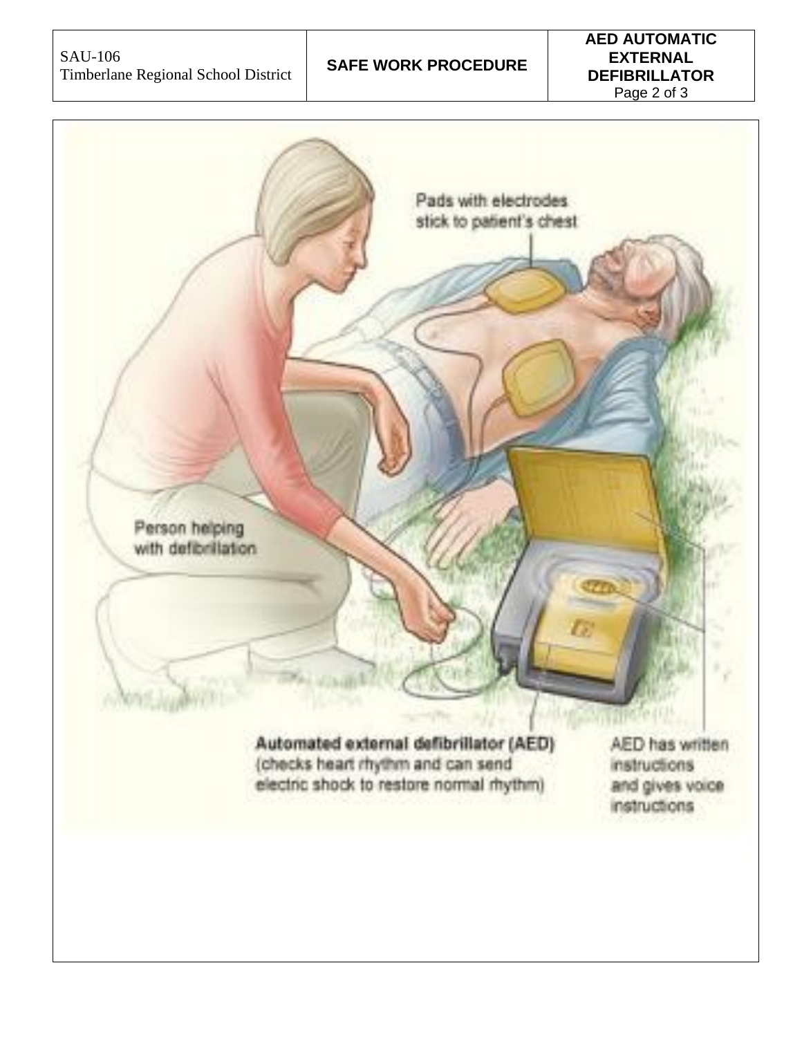Pads with electrodes stick to patient's chest

Person helping with defibrillation

**Automated external defibrillator (AED)**
(checks heart rhythm and can send electric shock to restore normal rhythm)

AED has written instructions and gives voice instructions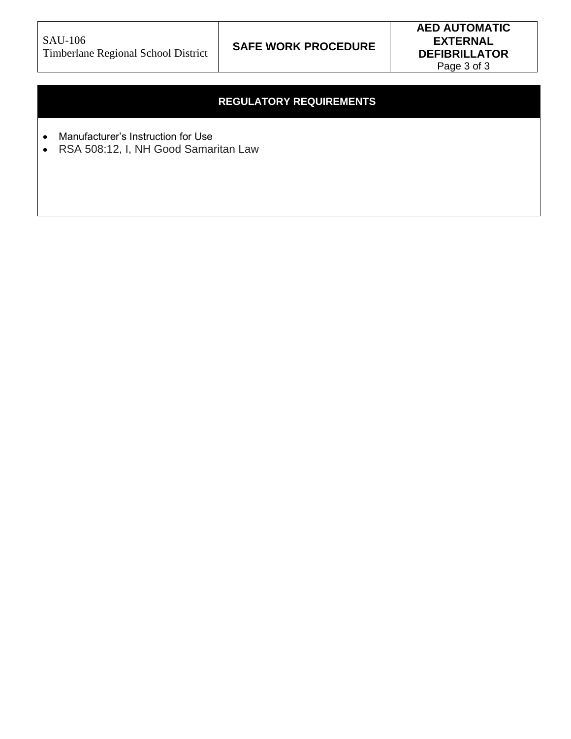## REGULATORY REQUIREMENTS

- Manufacturer's Instruction for Use
- RSA 508:12, I, NH Good Samaritan Law